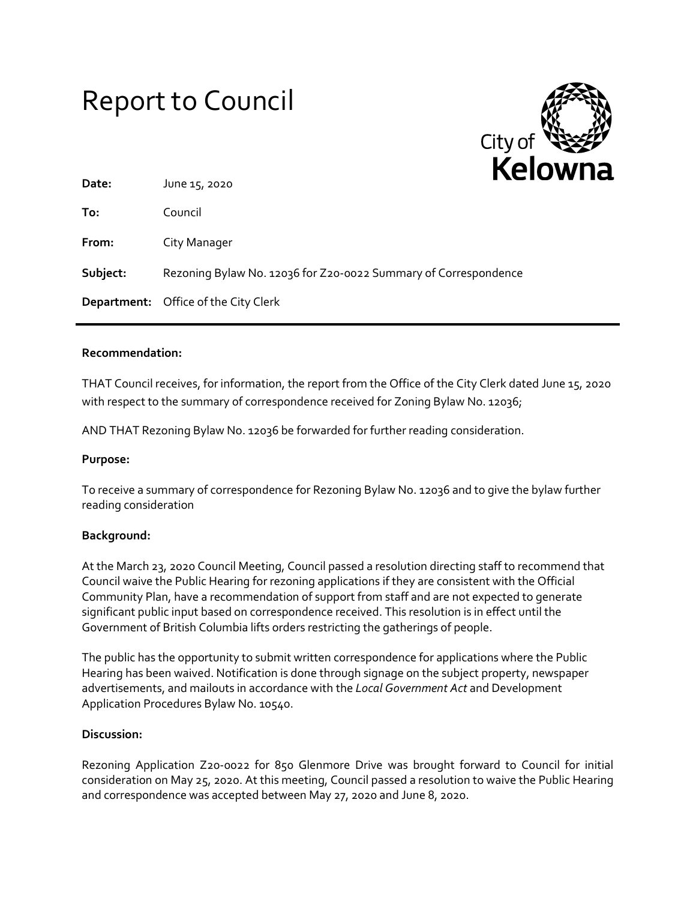# Report to Council

City of Kelowna

**Date:** June 15, 2020

**To:** Council

**From:** City Manager

**Subject:** Rezoning Bylaw No. 12036 for Z20-0022 Summary of Correspondence

**Department:** Office of the City Clerk

---

**Recommendation:**

THAT Council receives, for information, the report from the Office of the City Clerk dated June 15, 2020 with respect to the summary of correspondence received for Zoning Bylaw No. 12036;

AND THAT Rezoning Bylaw No. 12036 be forwarded for further reading consideration.

**Purpose:**

To receive a summary of correspondence for Rezoning Bylaw No. 12036 and to give the bylaw further reading consideration

**Background:**

At the March 23, 2020 Council Meeting, Council passed a resolution directing staff to recommend that Council waive the Public Hearing for rezoning applications if they are consistent with the Official Community Plan, have a recommendation of support from staff and are not expected to generate significant public input based on correspondence received. This resolution is in effect until the Government of British Columbia lifts orders restricting the gatherings of people.

The public has the opportunity to submit written correspondence for applications where the Public Hearing has been waived. Notification is done through signage on the subject property, newspaper advertisements, and mailouts in accordance with the *Local Government Act* and Development Application Procedures Bylaw No. 10540.

**Discussion:**

Rezoning Application Z20-0022 for 850 Glenmore Drive was brought forward to Council for initial consideration on May 25, 2020. At this meeting, Council passed a resolution to waive the Public Hearing and correspondence was accepted between May 27, 2020 and June 8, 2020.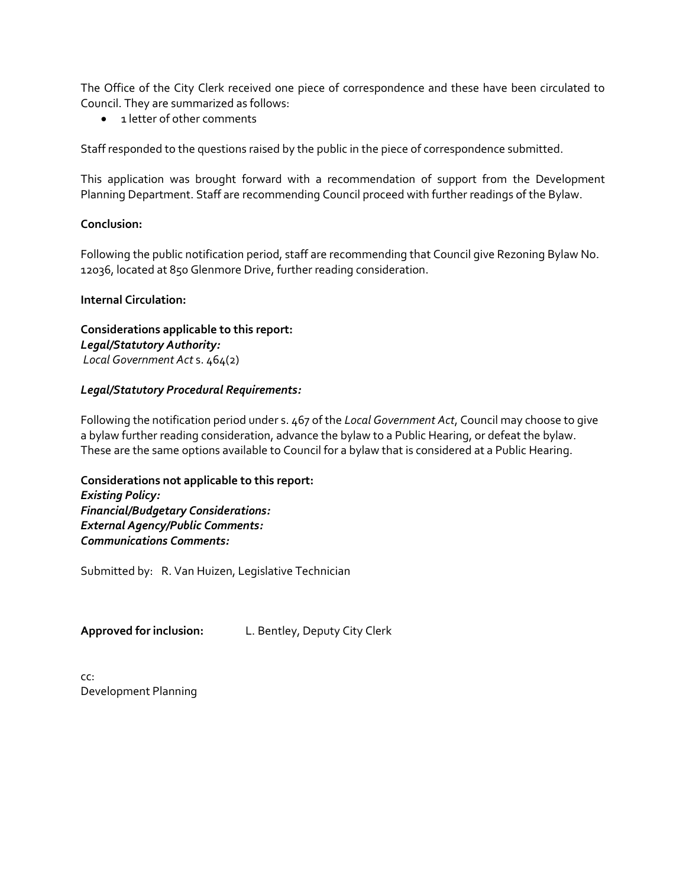The Office of the City Clerk received one piece of correspondence and these have been circulated to Council. They are summarized as follows:

- 1 letter of other comments

Staff responded to the questions raised by the public in the piece of correspondence submitted.

This application was brought forward with a recommendation of support from the Development Planning Department. Staff are recommending Council proceed with further readings of the Bylaw.

**Conclusion:**

Following the public notification period, staff are recommending that Council give Rezoning Bylaw No. 12036, located at 850 Glenmore Drive, further reading consideration.

**Internal Circulation:**

**Considerations applicable to this report:**
***Legal/Statutory Authority:***
*Local Government Act* s. 464(2)

***Legal/Statutory Procedural Requirements:***

Following the notification period under s. 467 of the *Local Government Act*, Council may choose to give a bylaw further reading consideration, advance the bylaw to a Public Hearing, or defeat the bylaw. These are the same options available to Council for a bylaw that is considered at a Public Hearing.

**Considerations not applicable to this report:**
***Existing Policy:***
***Financial/Budgetary Considerations:***
***External Agency/Public Comments:***
***Communications Comments:***

Submitted by: R. Van Huizen, Legislative Technician

**Approved for inclusion:** L. Bentley, Deputy City Clerk

cc:
Development Planning